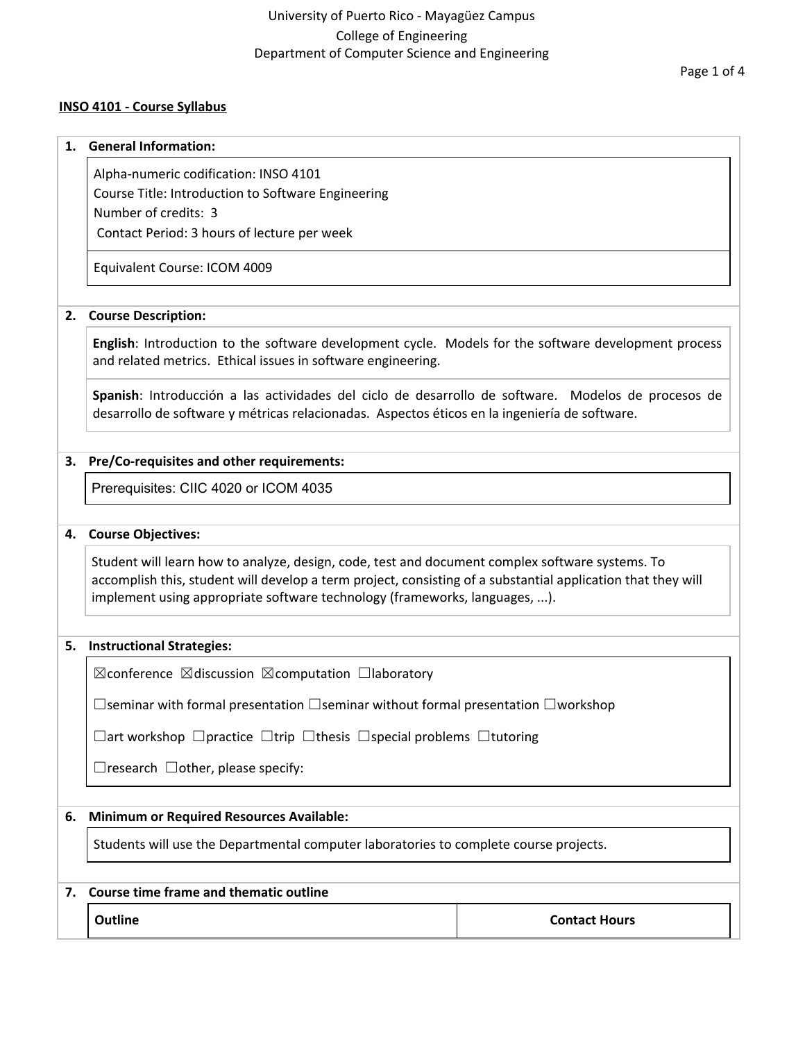University of Puerto Rico - Mayagüez Campus
College of Engineering
Department of Computer Science and Engineering

# INSO 4101 - Course Syllabus

## 1. General Information:

Alpha-numeric codification: INSO 4101
Course Title: Introduction to Software Engineering
Number of credits: 3
Contact Period: 3 hours of lecture per week

Equivalent Course: ICOM 4009

## 2. Course Description:

**English**: Introduction to the software development cycle. Models for the software development process and related metrics. Ethical issues in software engineering.

**Spanish**: Introducción a las actividades del ciclo de desarrollo de software. Modelos de procesos de desarrollo de software y métricas relacionadas. Aspectos éticos en la ingeniería de software.

## 3. Pre/Co-requisites and other requirements:

Prerequisites: CIIC 4020 or ICOM 4035

## 4. Course Objectives:

Student will learn how to analyze, design, code, test and document complex software systems. To accomplish this, student will develop a term project, consisting of a substantial application that they will implement using appropriate software technology (frameworks, languages, ...).

## 5. Instructional Strategies:

☒conference ☒discussion ☒computation ☐laboratory

☐seminar with formal presentation ☐seminar without formal presentation ☐workshop

☐art workshop ☐practice ☐trip ☐thesis ☐special problems ☐tutoring

☐research ☐other, please specify:

## 6. Minimum or Required Resources Available:

Students will use the Departmental computer laboratories to complete course projects.

## 7. Course time frame and thematic outline

| Outline | Contact Hours |
|---|---|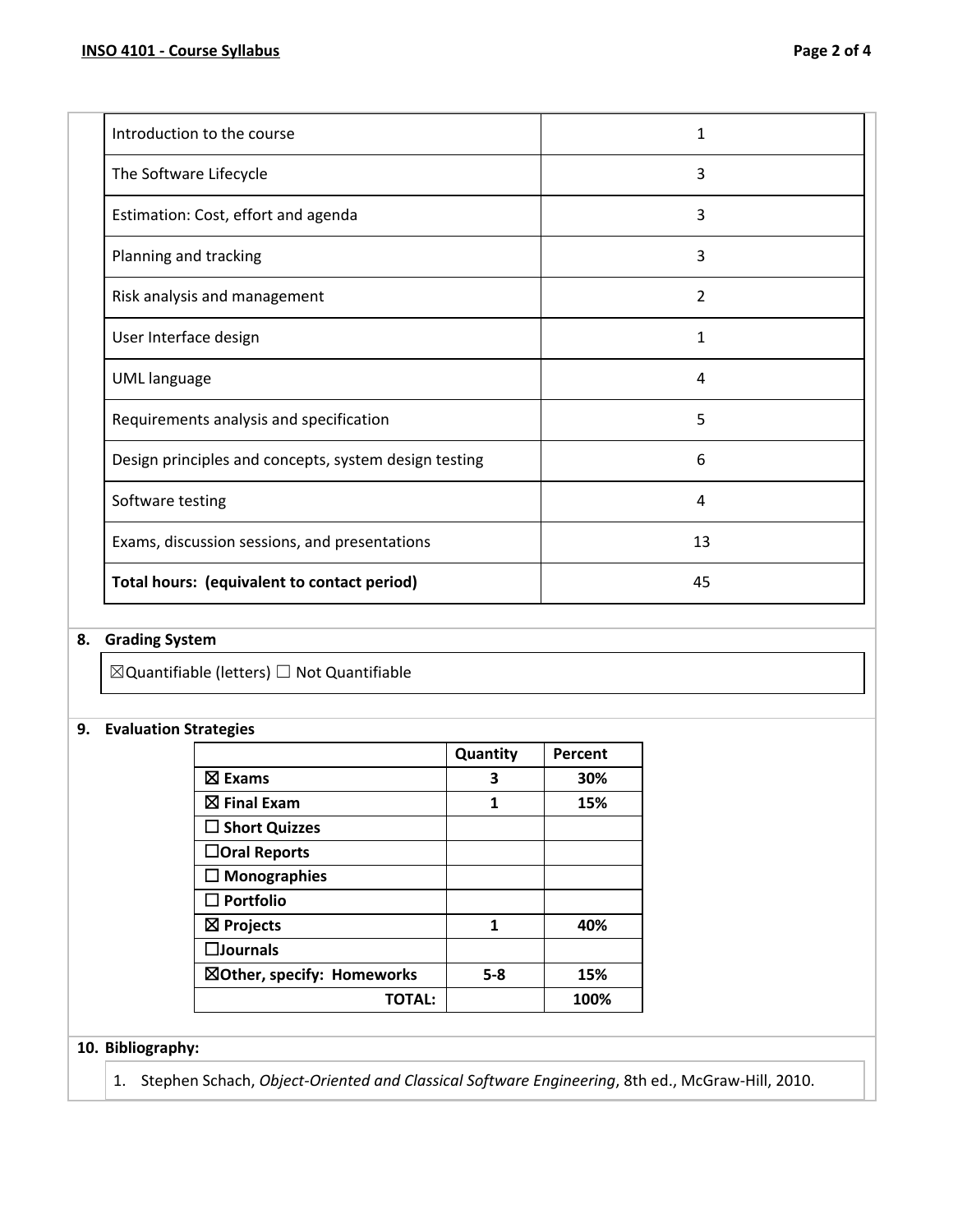| | |
|---|---|
| Introduction to the course | 1 |
| The Software Lifecycle | 3 |
| Estimation: Cost, effort and agenda | 3 |
| Planning and tracking | 3 |
| Risk analysis and management | 2 |
| User Interface design | 1 |
| UML language | 4 |
| Requirements analysis and specification | 5 |
| Design principles and concepts, system design testing | 6 |
| Software testing | 4 |
| Exams, discussion sessions, and presentations | 13 |
| **Total hours: (equivalent to contact period)** | 45 |

## 8. Grading System

☒Quantifiable (letters) ☐ Not Quantifiable

## 9. Evaluation Strategies

| | Quantity | Percent |
|---|---|---|
| **☒ Exams** | **3** | **30%** |
| **☒ Final Exam** | **1** | **15%** |
| **☐ Short Quizzes** | | |
| **☐Oral Reports** | | |
| **☐ Monographies** | | |
| **☐ Portfolio** | | |
| **☒ Projects** | **1** | **40%** |
| **☐Journals** | | |
| **☒Other, specify: Homeworks** | **5-8** | **15%** |
| **TOTAL:** | | **100%** |

## 10. Bibliography:

1. Stephen Schach, *Object-Oriented and Classical Software Engineering*, 8th ed., McGraw-Hill, 2010.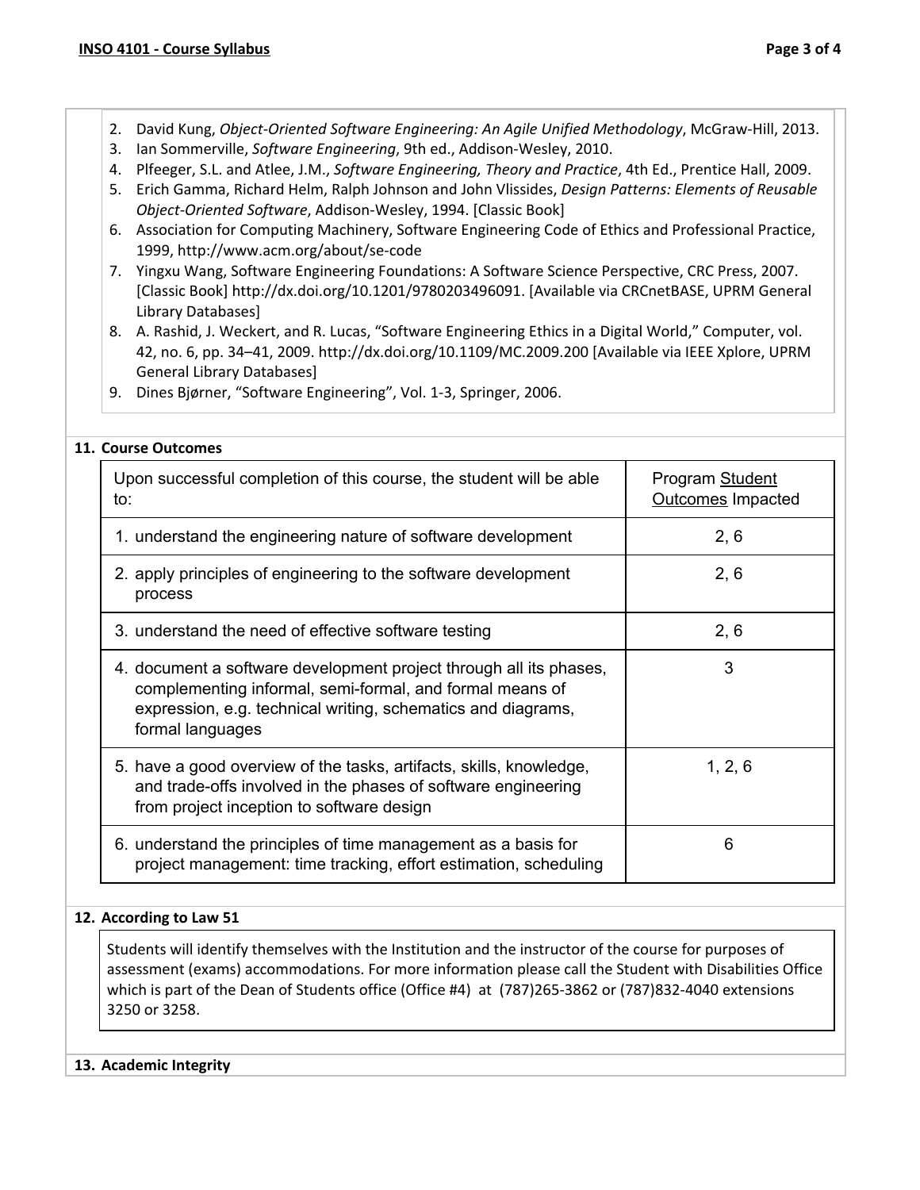2. David Kung, *Object-Oriented Software Engineering: An Agile Unified Methodology*, McGraw-Hill, 2013.
3. Ian Sommerville, *Software Engineering*, 9th ed., Addison-Wesley, 2010.
4. Plfeeger, S.L. and Atlee, J.M., *Software Engineering, Theory and Practice*, 4th Ed., Prentice Hall, 2009.
5. Erich Gamma, Richard Helm, Ralph Johnson and John Vlissides, *Design Patterns: Elements of Reusable Object-Oriented Software*, Addison-Wesley, 1994. [Classic Book]
6. Association for Computing Machinery, Software Engineering Code of Ethics and Professional Practice, 1999, http://www.acm.org/about/se-code
7. Yingxu Wang, Software Engineering Foundations: A Software Science Perspective, CRC Press, 2007. [Classic Book] http://dx.doi.org/10.1201/9780203496091. [Available via CRCnetBASE, UPRM General Library Databases]
8. A. Rashid, J. Weckert, and R. Lucas, "Software Engineering Ethics in a Digital World," Computer, vol. 42, no. 6, pp. 34–41, 2009. http://dx.doi.org/10.1109/MC.2009.200 [Available via IEEE Xplore, UPRM General Library Databases]
9. Dines Bjørner, "Software Engineering", Vol. 1-3, Springer, 2006.

## 11. Course Outcomes

| Upon successful completion of this course, the student will be able to: | Program Student Outcomes Impacted |
|---|---|
| 1. understand the engineering nature of software development | 2, 6 |
| 2. apply principles of engineering to the software development process | 2, 6 |
| 3. understand the need of effective software testing | 2, 6 |
| 4. document a software development project through all its phases, complementing informal, semi-formal, and formal means of expression, e.g. technical writing, schematics and diagrams, formal languages | 3 |
| 5. have a good overview of the tasks, artifacts, skills, knowledge, and trade-offs involved in the phases of software engineering from project inception to software design | 1, 2, 6 |
| 6. understand the principles of time management as a basis for project management: time tracking, effort estimation, scheduling | 6 |

## 12. According to Law 51

Students will identify themselves with the Institution and the instructor of the course for purposes of assessment (exams) accommodations. For more information please call the Student with Disabilities Office which is part of the Dean of Students office (Office #4) at (787)265-3862 or (787)832-4040 extensions 3250 or 3258.

## 13. Academic Integrity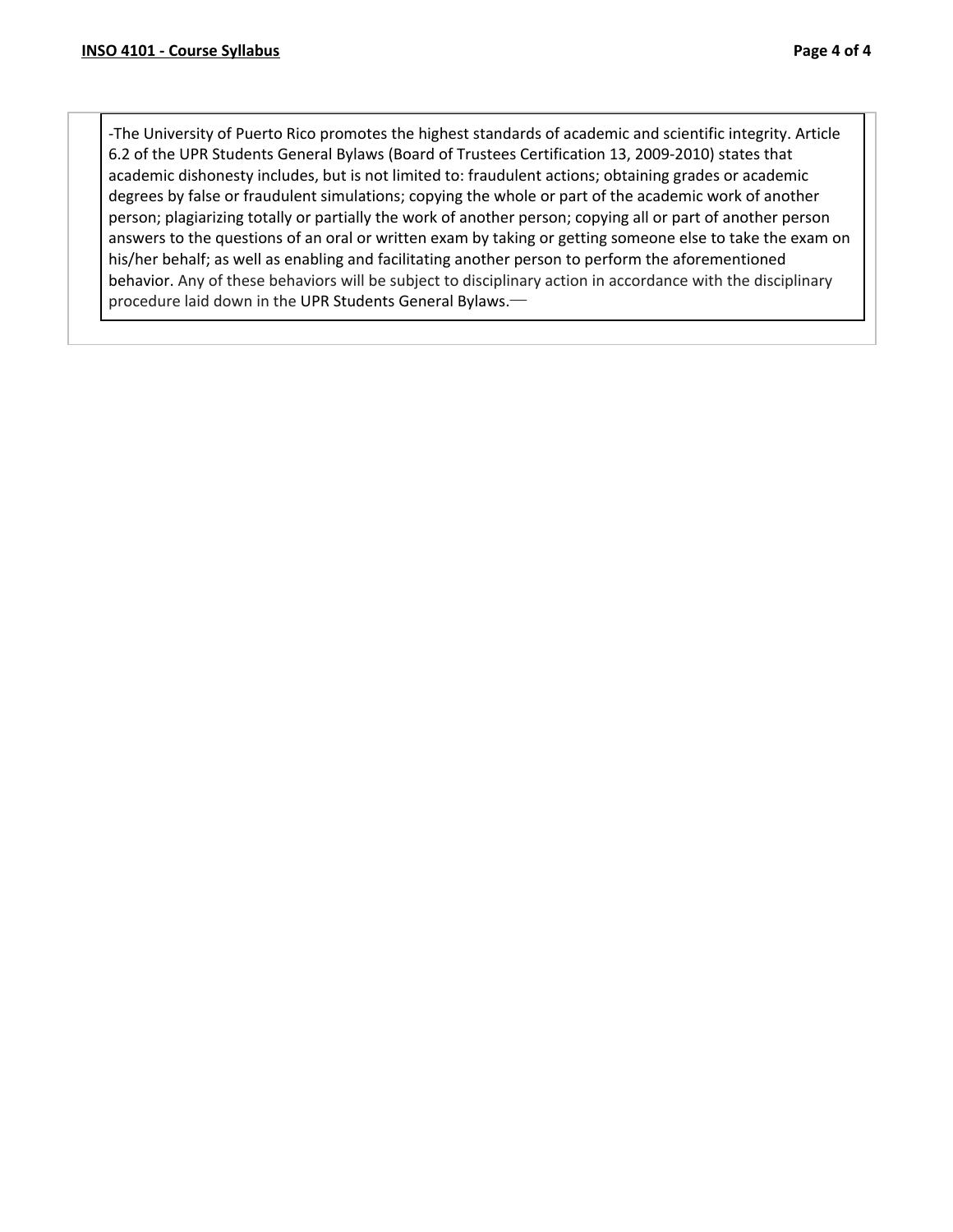-The University of Puerto Rico promotes the highest standards of academic and scientific integrity. Article 6.2 of the UPR Students General Bylaws (Board of Trustees Certification 13, 2009-2010) states that academic dishonesty includes, but is not limited to: fraudulent actions; obtaining grades or academic degrees by false or fraudulent simulations; copying the whole or part of the academic work of another person; plagiarizing totally or partially the work of another person; copying all or part of another person answers to the questions of an oral or written exam by taking or getting someone else to take the exam on his/her behalf; as well as enabling and facilitating another person to perform the aforementioned behavior. Any of these behaviors will be subject to disciplinary action in accordance with the disciplinary procedure laid down in the UPR Students General Bylaws.